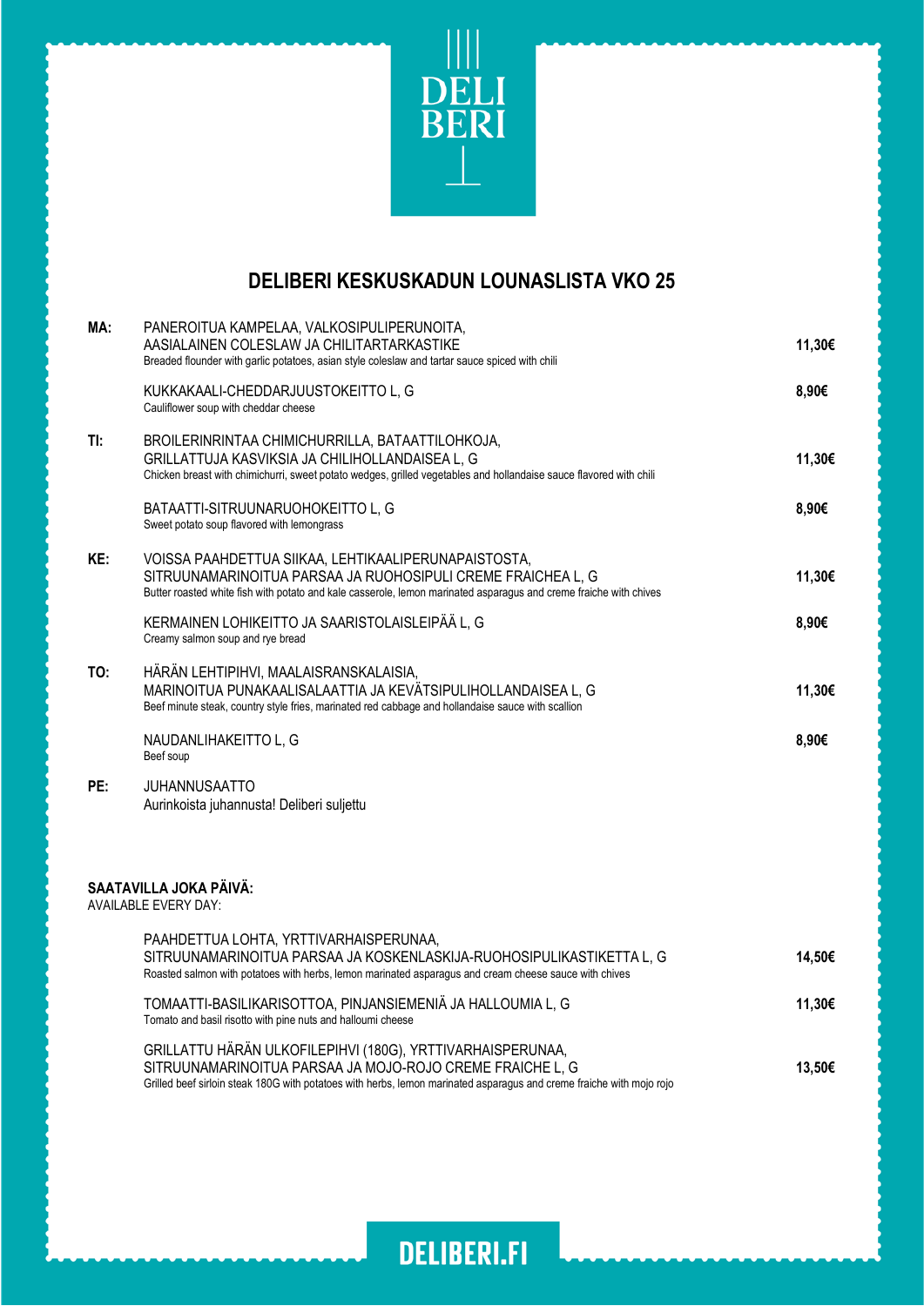DELI
BERI

# DELIBERI KESKUSKADUN LOUNASLISTA VKO 25

**MA:**

PANEROITUA KAMPELAA, VALKOSIPULIPERUNOITA, AASIALAINEN COLESLAW JA CHILITARTARKASTIKE
Breaded flounder with garlic potatoes, asian style coleslaw and tartar sauce spiced with chili
**11,30€**

KUKKAKAALI-CHEDDARJUUSTOKEITTO L, G
Cauliflower soup with cheddar cheese
**8,90€**

**TI:**

BROILERINRINTAA CHIMICHURRILLA, BATAATTILOHKOJA, GRILLATTUJA KASVIKSIA JA CHILIHOLLANDAISEA L, G
Chicken breast with chimichurri, sweet potato wedges, grilled vegetables and hollandaise sauce flavored with chili
**11,30€**

BATAATTI-SITRUUNARUOHOKEITTO L, G
Sweet potato soup flavored with lemongrass
**8,90€**

**KE:**

VOISSA PAAHDETTUA SIIKAA, LEHTIKAALIPERUNAPAISTOSTA, SITRUUNAMARINOITUA PARSAA JA RUOHOSIPULI CREME FRAICHEA L, G
Butter roasted white fish with potato and kale casserole, lemon marinated asparagus and creme fraiche with chives
**11,30€**

KERMAINEN LOHIKEITTO JA SAARISTOLAISLEIPÄÄ L, G
Creamy salmon soup and rye bread
**8,90€**

**TO:**

HÄRÄN LEHTIPIHVI, MAALAISRANSKALAISIA, MARINOITUA PUNAKAALISALAATTIA JA KEVÄTSIPULIHOLLANDAISEA L, G
Beef minute steak, country style fries, marinated red cabbage and hollandaise sauce with scallion
**11,30€**

NAUDANLIHAKEITTO L, G
Beef soup
**8,90€**

**PE:**

JUHANNUSAATTO
Aurinkoista juhannusta! Deliberi suljettu

**SAATAVILLA JOKA PÄIVÄ:**
AVAILABLE EVERY DAY:

PAAHDETTUA LOHTA, YRTTIVARHAISPERUNAA, SITRUUNAMARINOITUA PARSAA JA KOSKENLASKIJA-RUOHOSIPULIKASTIKETTA L, G
Roasted salmon with potatoes with herbs, lemon marinated asparagus and cream cheese sauce with chives
**14,50€**

TOMAATTI-BASILIKARISOTTOA, PINJANSIEMENIÄ JA HALLOUMIA L, G
Tomato and basil risotto with pine nuts and halloumi cheese
**11,30€**

GRILLATTU HÄRÄN ULKOFILEPIHVI (180G), YRTTIVARHAISPERUNAA, SITRUUNAMARINOITUA PARSAA JA MOJO-ROJO CREME FRAICHE L, G
Grilled beef sirloin steak 180G with potatoes with herbs, lemon marinated asparagus and creme fraiche with mojo rojo
**13,50€**

DELIBERI.FI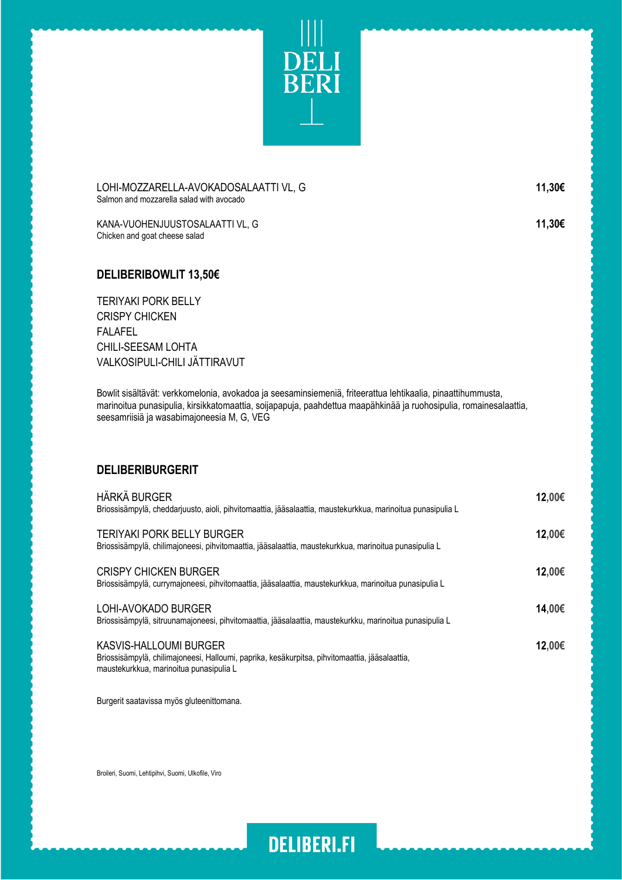DELI BERI

LOHI-MOZZARELLA-AVOKADOSALAATTI VL, G **11,30€**
Salmon and mozzarella salad with avocado

KANA-VUOHENJUUSTOSALAATTI VL, G **11,30€**
Chicken and goat cheese salad

## DELIBERIBOWLIT 13,50€

TERIYAKI PORK BELLY
CRISPY CHICKEN
FALAFEL
CHILI-SEESAM LOHTA
VALKOSIPULI-CHILI JÄTTIRAVUT

Bowlit sisältävät: verkkomelonia, avokadoa ja seesaminsiemeniä, friteerattua lehtikaalia, pinaattihummusta, marinoitua punasipulia, kirsikkatomaattia, soijapapuja, paahdettua maapähkinää ja ruohosipulia, romainesalaattia, seesamriisiä ja wasabimajoneesia M, G, VEG

## DELIBERIBURGERIT

HÄRKÄ BURGER **12,00€**
Briossisämpylä, cheddarjuusto, aioli, pihvitomaattia, jääsalaattia, maustekurkkua, marinoitua punasipulia L

TERIYAKI PORK BELLY BURGER **12,00€**
Briossisämpylä, chilimajoneesi, pihvitomaattia, jääsalaattia, maustekurkkua, marinoitua punasipulia L

CRISPY CHICKEN BURGER **12,00€**
Briossisämpylä, currymajoneesi, pihvitomaattia, jääsalaattia, maustekurkkua, marinoitua punasipulia L

LOHI-AVOKADO BURGER **14,00€**
Briossisämpylä, sitruunamajoneesi, pihvitomaattia, jääsalaattia, maustekurkku, marinoitua punasipulia L

KASVIS-HALLOUMI BURGER **12,00€**
Briossisämpylä, chilimajoneesi, Halloumi, paprika, kesäkurpitsa, pihvitomaattia, jääsalaattia, maustekurkkua, marinoitua punasipulia L

Burgerit saatavissa myös gluteenittomana.

Broileri, Suomi, Lehtipihvi, Suomi, Ulkofile, Viro

DELIBERI.FI